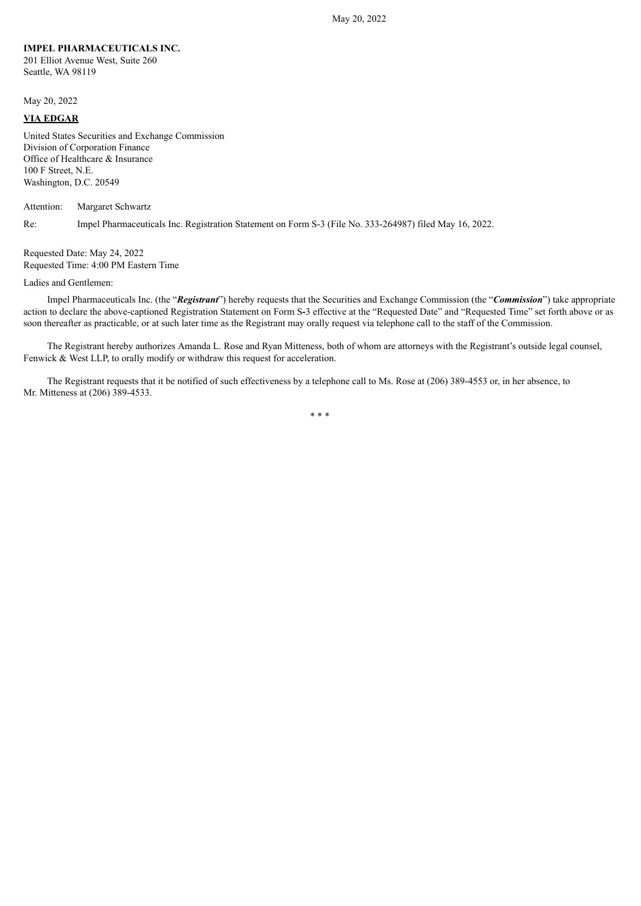May 20, 2022

**IMPEL PHARMACEUTICALS INC.**
201 Elliot Avenue West, Suite 260
Seattle, WA 98119

May 20, 2022

**VIA EDGAR**

United States Securities and Exchange Commission
Division of Corporation Finance
Office of Healthcare & Insurance
100 F Street, N.E.
Washington, D.C. 20549

Attention: Margaret Schwartz

Re: Impel Pharmaceuticals Inc. Registration Statement on Form S-3 (File No. 333-264987) filed May 16, 2022.

Requested Date: May 24, 2022
Requested Time: 4:00 PM Eastern Time

Ladies and Gentlemen:

Impel Pharmaceuticals Inc. (the "***Registrant***") hereby requests that the Securities and Exchange Commission (the "***Commission***") take appropriate action to declare the above-captioned Registration Statement on Form S-3 effective at the "Requested Date" and "Requested Time" set forth above or as soon thereafter as practicable, or at such later time as the Registrant may orally request via telephone call to the staff of the Commission.

The Registrant hereby authorizes Amanda L. Rose and Ryan Mitteness, both of whom are attorneys with the Registrant's outside legal counsel, Fenwick & West LLP, to orally modify or withdraw this request for acceleration.

The Registrant requests that it be notified of such effectiveness by a telephone call to Ms. Rose at (206) 389-4553 or, in her absence, to Mr. Mitteness at (206) 389-4533.

\* \* \*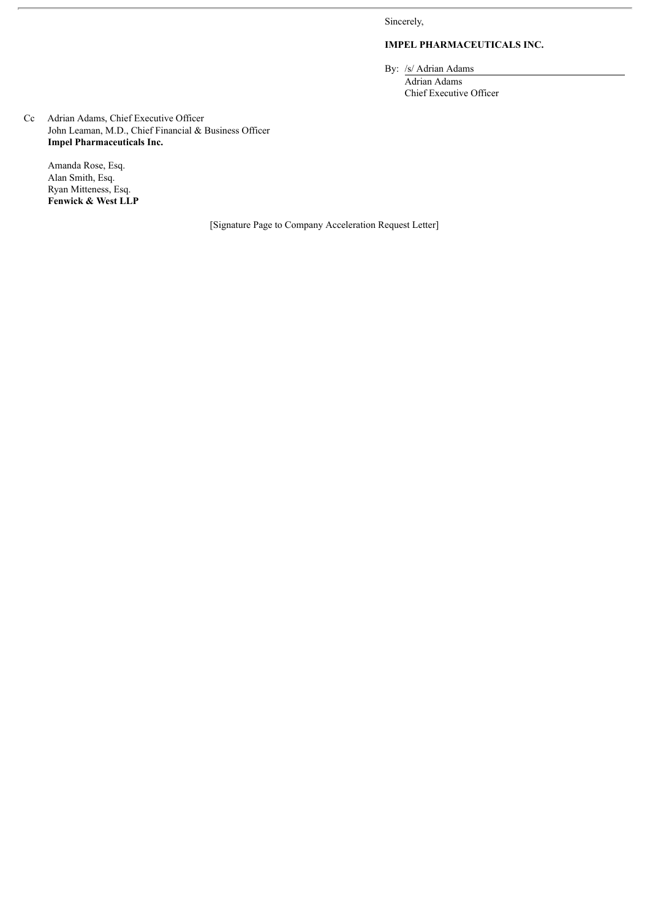Sincerely,

**IMPEL PHARMACEUTICALS INC.**

By: /s/ Adrian Adams
Adrian Adams
Chief Executive Officer

Cc Adrian Adams, Chief Executive Officer
John Leaman, M.D., Chief Financial & Business Officer
**Impel Pharmaceuticals Inc.**

Amanda Rose, Esq.
Alan Smith, Esq.
Ryan Mitteness, Esq.
**Fenwick & West LLP**

[Signature Page to Company Acceleration Request Letter]